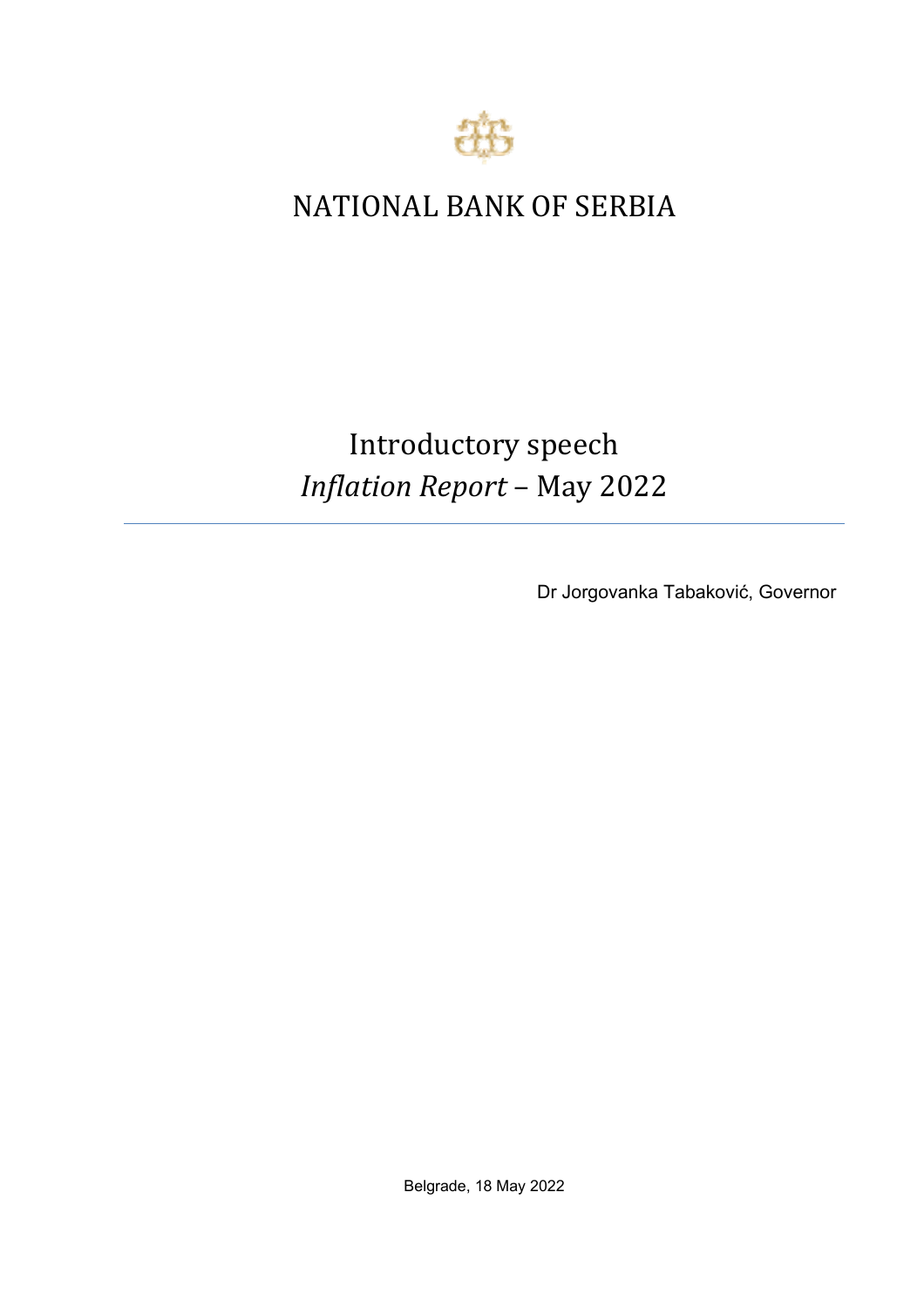# NATIONAL BANK OF SERBIA

## Introductory speech
## *Inflation Report* – May 2022

Dr Jorgovanka Tabaković, Governor

Belgrade, 18 May 2022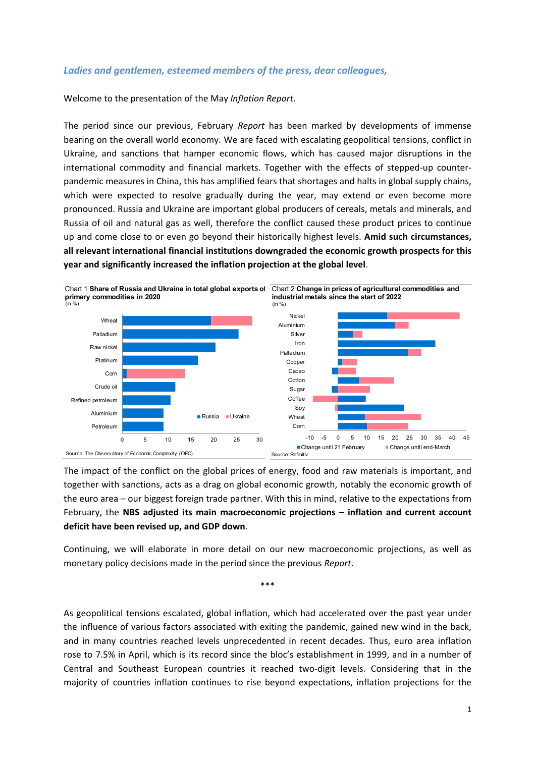*Ladies and gentlemen, esteemed members of the press, dear colleagues,*

Welcome to the presentation of the May *Inflation Report*.

The period since our previous, February *Report* has been marked by developments of immense bearing on the overall world economy. We are faced with escalating geopolitical tensions, conflict in Ukraine, and sanctions that hamper economic flows, which has caused major disruptions in the international commodity and financial markets. Together with the effects of stepped-up counter-pandemic measures in China, this has amplified fears that shortages and halts in global supply chains, which were expected to resolve gradually during the year, may extend or even become more pronounced. Russia and Ukraine are important global producers of cereals, metals and minerals, and Russia of oil and natural gas as well, therefore the conflict caused these product prices to continue up and come close to or even go beyond their historically highest levels. **Amid such circumstances, all relevant international financial institutions downgraded the economic growth prospects for this year and significantly increased the inflation projection at the global level**.

Chart 1 **Share of Russia and Ukraine in total global exports of primary commodities in 2020**
(in %)

Source: The Observatory of Economic Complexity (OEC).

Chart 2 **Change in prices of agricultural commodities and industrial metals since the start of 2022**
(in %)

Source: Refinitiv.

The impact of the conflict on the global prices of energy, food and raw materials is important, and together with sanctions, acts as a drag on global economic growth, notably the economic growth of the euro area – our biggest foreign trade partner. With this in mind, relative to the expectations from February, the **NBS adjusted its main macroeconomic projections – inflation and current account deficit have been revised up, and GDP down**.

Continuing, we will elaborate in more detail on our new macroeconomic projections, as well as monetary policy decisions made in the period since the previous *Report*.

\*\*\*

As geopolitical tensions escalated, global inflation, which had accelerated over the past year under the influence of various factors associated with exiting the pandemic, gained new wind in the back, and in many countries reached levels unprecedented in recent decades. Thus, euro area inflation rose to 7.5% in April, which is its record since the bloc's establishment in 1999, and in a number of Central and Southeast European countries it reached two-digit levels. Considering that in the majority of countries inflation continues to rise beyond expectations, inflation projections for the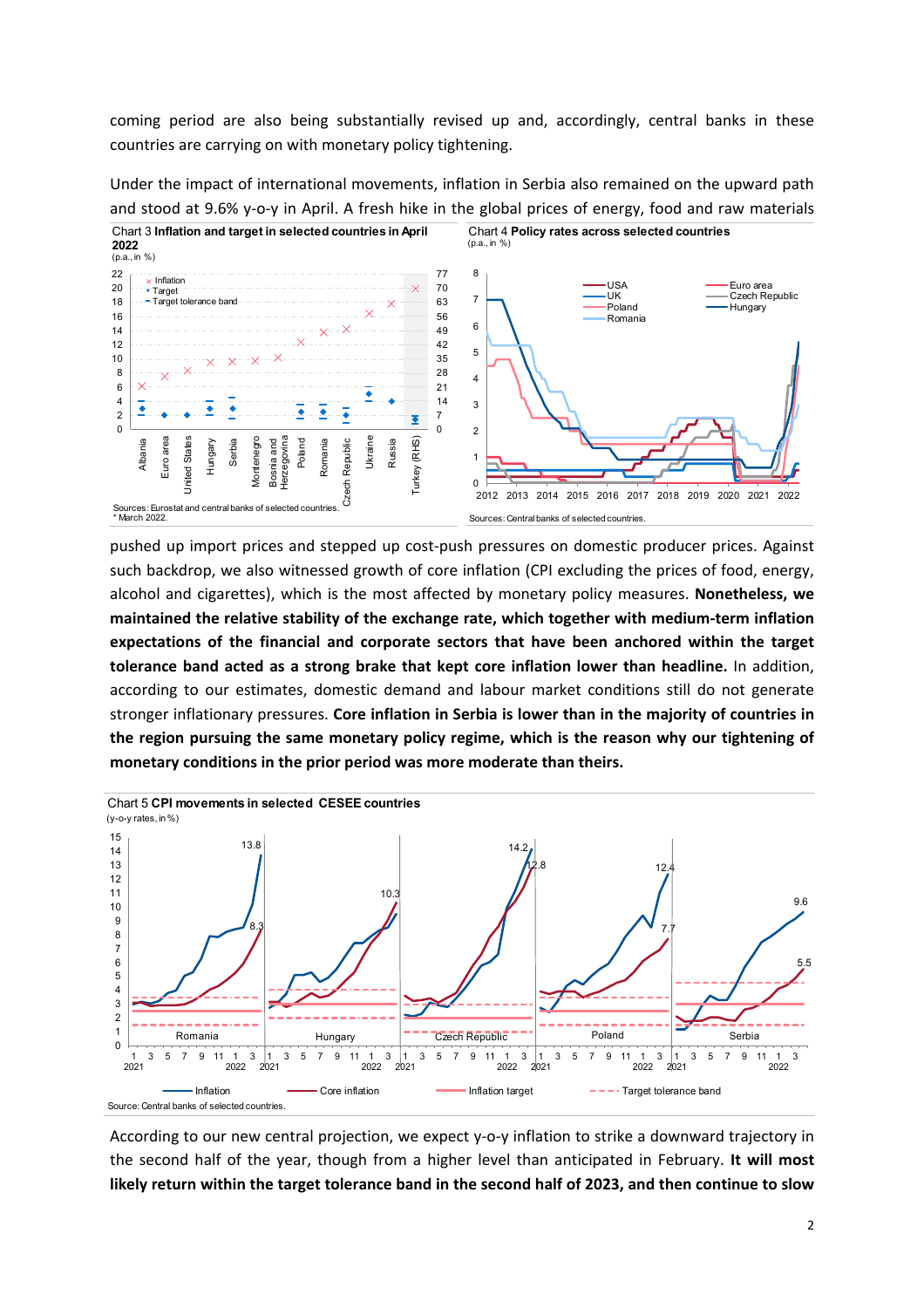coming period are also being substantially revised up and, accordingly, central banks in these countries are carrying on with monetary policy tightening.

Under the impact of international movements, inflation in Serbia also remained on the upward path and stood at 9.6% y-o-y in April. A fresh hike in the global prices of energy, food and raw materials

Chart 3 **Inflation and target in selected countries in April 2022**
(p.a., in %)

Sources: Eurostat and central banks of selected countries.
* March 2022.

Chart 4 **Policy rates across selected countries**
(p.a., in %)

Sources: Central banks of selected countries.

pushed up import prices and stepped up cost-push pressures on domestic producer prices. Against such backdrop, we also witnessed growth of core inflation (CPI excluding the prices of food, energy, alcohol and cigarettes), which is the most affected by monetary policy measures. **Nonetheless, we maintained the relative stability of the exchange rate, which together with medium-term inflation expectations of the financial and corporate sectors that have been anchored within the target tolerance band acted as a strong brake that kept core inflation lower than headline.** In addition, according to our estimates, domestic demand and labour market conditions still do not generate stronger inflationary pressures. **Core inflation in Serbia is lower than in the majority of countries in the region pursuing the same monetary policy regime, which is the reason why our tightening of monetary conditions in the prior period was more moderate than theirs.**

Chart 5 **CPI movements in selected CESEE countries**
(y-o-y rates, in %)

Source: Central banks of selected countries.

According to our new central projection, we expect y-o-y inflation to strike a downward trajectory in the second half of the year, though from a higher level than anticipated in February. **It will most likely return within the target tolerance band in the second half of 2023, and then continue to slow**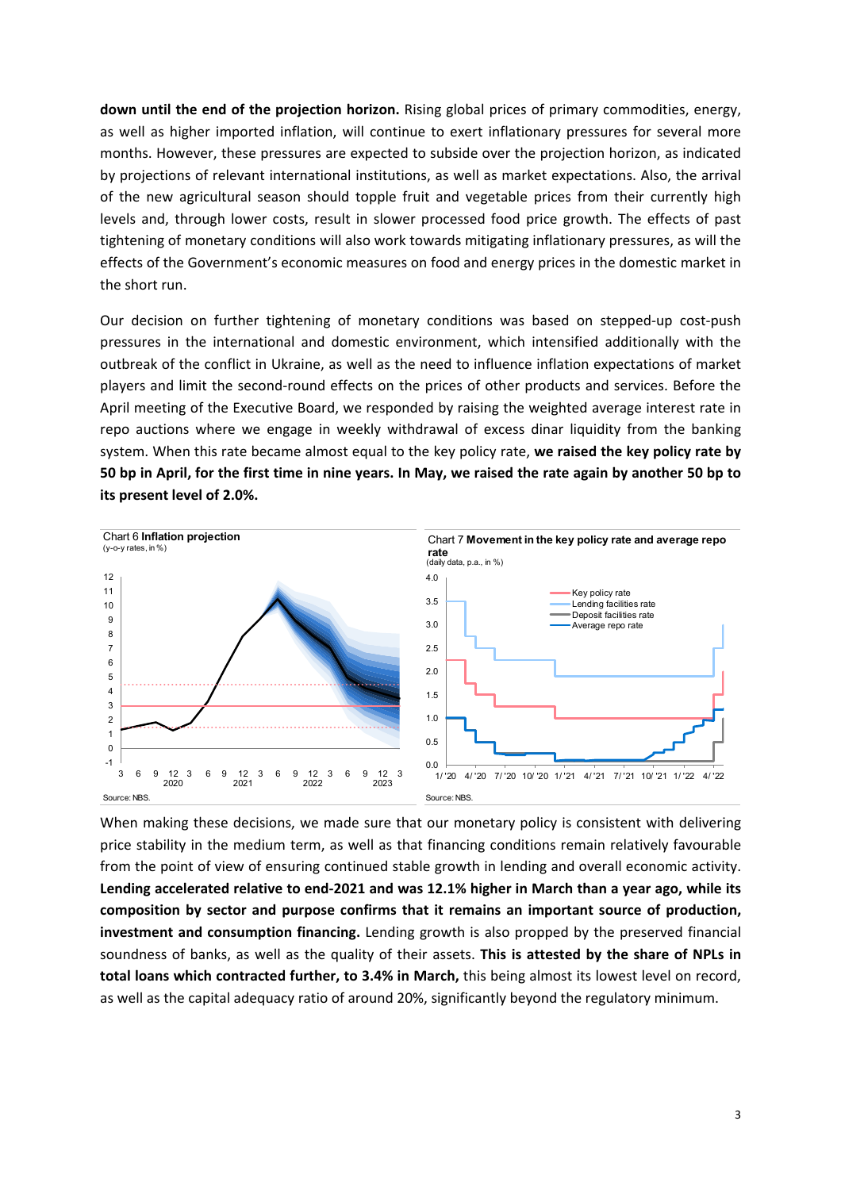**down until the end of the projection horizon.** Rising global prices of primary commodities, energy, as well as higher imported inflation, will continue to exert inflationary pressures for several more months. However, these pressures are expected to subside over the projection horizon, as indicated by projections of relevant international institutions, as well as market expectations. Also, the arrival of the new agricultural season should topple fruit and vegetable prices from their currently high levels and, through lower costs, result in slower processed food price growth. The effects of past tightening of monetary conditions will also work towards mitigating inflationary pressures, as will the effects of the Government's economic measures on food and energy prices in the domestic market in the short run.

Our decision on further tightening of monetary conditions was based on stepped-up cost-push pressures in the international and domestic environment, which intensified additionally with the outbreak of the conflict in Ukraine, as well as the need to influence inflation expectations of market players and limit the second-round effects on the prices of other products and services. Before the April meeting of the Executive Board, we responded by raising the weighted average interest rate in repo auctions where we engage in weekly withdrawal of excess dinar liquidity from the banking system. When this rate became almost equal to the key policy rate, **we raised the key policy rate by 50 bp in April, for the first time in nine years. In May, we raised the rate again by another 50 bp to its present level of 2.0%.**

Chart 6 **Inflation projection**
(y-o-y rates, in %)

Source: NBS.

Chart 7 **Movement in the key policy rate and average repo rate**
(daily data, p.a., in %)

Source: NBS.

When making these decisions, we made sure that our monetary policy is consistent with delivering price stability in the medium term, as well as that financing conditions remain relatively favourable from the point of view of ensuring continued stable growth in lending and overall economic activity. **Lending accelerated relative to end-2021 and was 12.1% higher in March than a year ago, while its composition by sector and purpose confirms that it remains an important source of production, investment and consumption financing.** Lending growth is also propped by the preserved financial soundness of banks, as well as the quality of their assets. **This is attested by the share of NPLs in total loans which contracted further, to 3.4% in March,** this being almost its lowest level on record, as well as the capital adequacy ratio of around 20%, significantly beyond the regulatory minimum.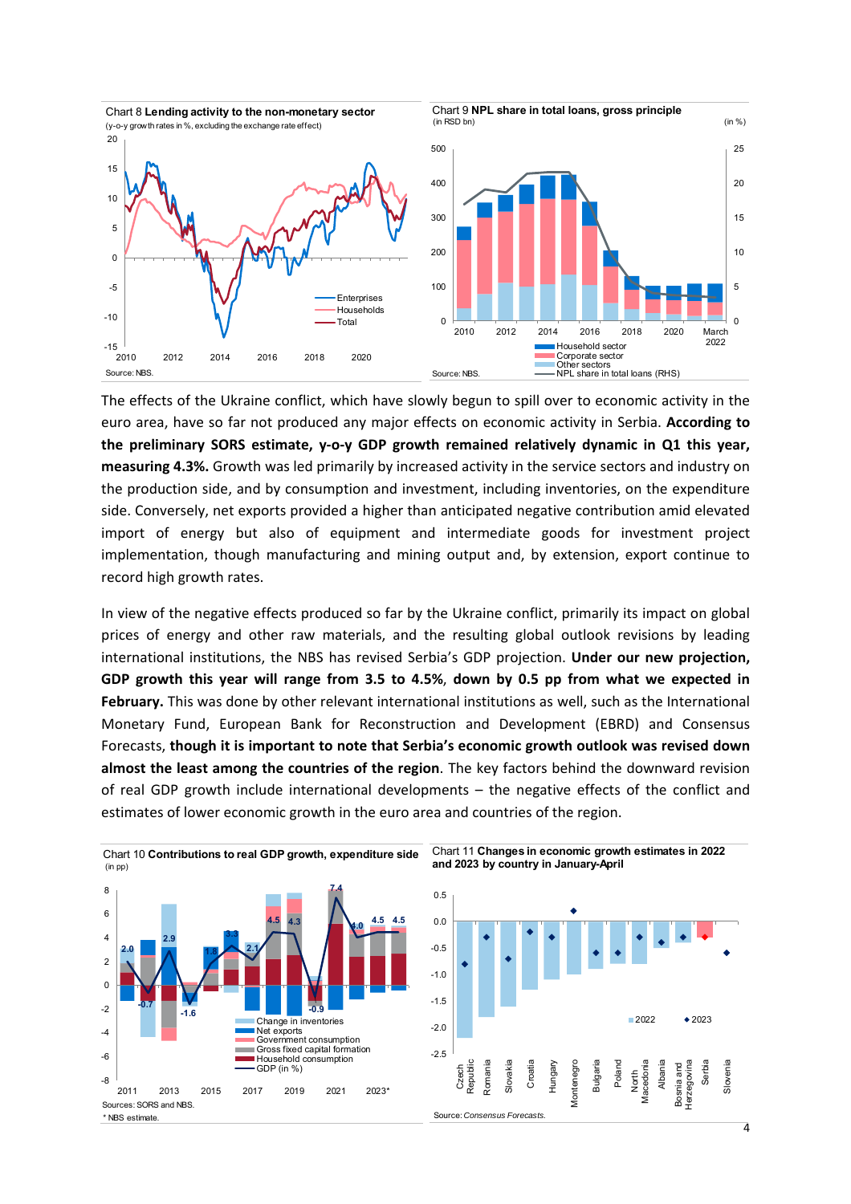Chart 8 **Lending activity to the non-monetary sector**
(y-o-y growth rates in %, excluding the exchange rate effect)

Source: NBS.

Chart 9 **NPL share in total loans, gross principle**
(in RSD bn) (in %)

Source: NBS.

The effects of the Ukraine conflict, which have slowly begun to spill over to economic activity in the euro area, have so far not produced any major effects on economic activity in Serbia. **According to the preliminary SORS estimate, y-o-y GDP growth remained relatively dynamic in Q1 this year, measuring 4.3%.** Growth was led primarily by increased activity in the service sectors and industry on the production side, and by consumption and investment, including inventories, on the expenditure side. Conversely, net exports provided a higher than anticipated negative contribution amid elevated import of energy but also of equipment and intermediate goods for investment project implementation, though manufacturing and mining output and, by extension, export continue to record high growth rates.

In view of the negative effects produced so far by the Ukraine conflict, primarily its impact on global prices of energy and other raw materials, and the resulting global outlook revisions by leading international institutions, the NBS has revised Serbia's GDP projection. **Under our new projection, GDP growth this year will range from 3.5 to 4.5%, down by 0.5 pp from what we expected in February.** This was done by other relevant international institutions as well, such as the International Monetary Fund, European Bank for Reconstruction and Development (EBRD) and Consensus Forecasts, **though it is important to note that Serbia's economic growth outlook was revised down almost the least among the countries of the region**. The key factors behind the downward revision of real GDP growth include international developments – the negative effects of the conflict and estimates of lower economic growth in the euro area and countries of the region.

Chart 10 **Contributions to real GDP growth, expenditure side**
(in pp)

Sources: SORS and NBS.
\* NBS estimate.

Chart 11 **Changes in economic growth estimates in 2022 and 2023 by country in January-April**

Source: *Consensus Forecasts.*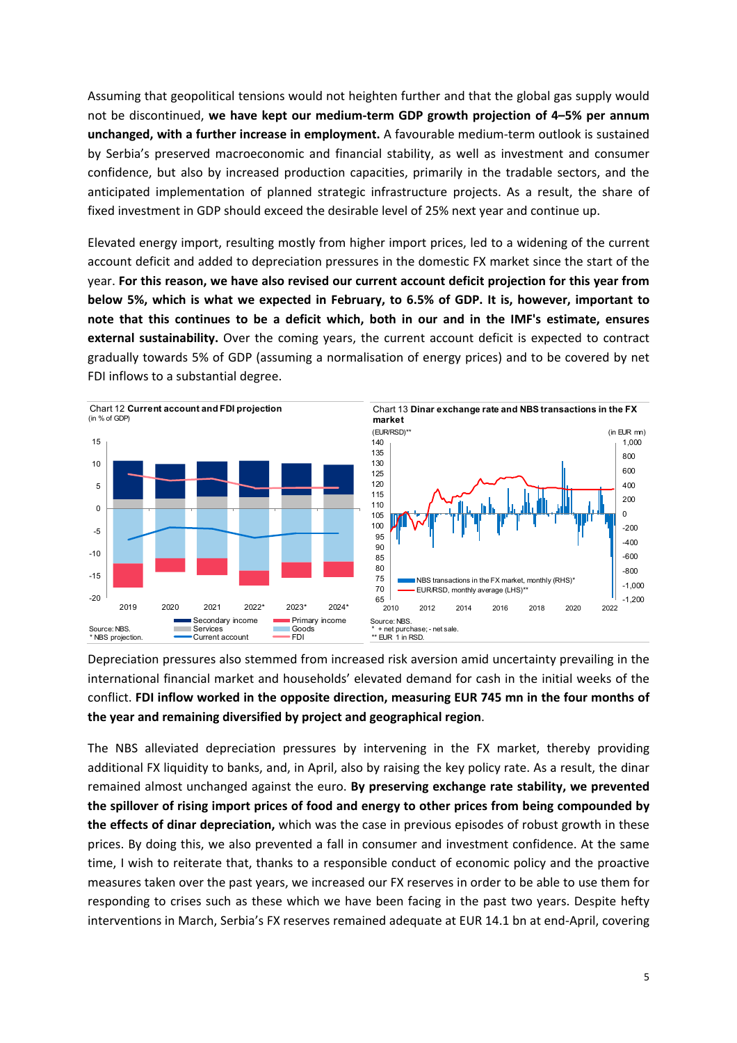Assuming that geopolitical tensions would not heighten further and that the global gas supply would not be discontinued, **we have kept our medium-term GDP growth projection of 4–5% per annum unchanged, with a further increase in employment.** A favourable medium-term outlook is sustained by Serbia's preserved macroeconomic and financial stability, as well as investment and consumer confidence, but also by increased production capacities, primarily in the tradable sectors, and the anticipated implementation of planned strategic infrastructure projects. As a result, the share of fixed investment in GDP should exceed the desirable level of 25% next year and continue up.

Elevated energy import, resulting mostly from higher import prices, led to a widening of the current account deficit and added to depreciation pressures in the domestic FX market since the start of the year. **For this reason, we have also revised our current account deficit projection for this year from below 5%, which is what we expected in February, to 6.5% of GDP. It is, however, important to note that this continues to be a deficit which, both in our and in the IMF's estimate, ensures external sustainability.** Over the coming years, the current account deficit is expected to contract gradually towards 5% of GDP (assuming a normalisation of energy prices) and to be covered by net FDI inflows to a substantial degree.

Chart 12 **Current account and FDI projection**
(in % of GDP)

Source: NBS.
* NBS projection.

Chart 13 **Dinar exchange rate and NBS transactions in the FX market**

Source: NBS.
* + net purchase; - net sale.
** EUR 1 in RSD.

Depreciation pressures also stemmed from increased risk aversion amid uncertainty prevailing in the international financial market and households' elevated demand for cash in the initial weeks of the conflict. **FDI inflow worked in the opposite direction, measuring EUR 745 mn in the four months of the year and remaining diversified by project and geographical region**.

The NBS alleviated depreciation pressures by intervening in the FX market, thereby providing additional FX liquidity to banks, and, in April, also by raising the key policy rate. As a result, the dinar remained almost unchanged against the euro. **By preserving exchange rate stability, we prevented the spillover of rising import prices of food and energy to other prices from being compounded by the effects of dinar depreciation,** which was the case in previous episodes of robust growth in these prices. By doing this, we also prevented a fall in consumer and investment confidence. At the same time, I wish to reiterate that, thanks to a responsible conduct of economic policy and the proactive measures taken over the past years, we increased our FX reserves in order to be able to use them for responding to crises such as these which we have been facing in the past two years. Despite hefty interventions in March, Serbia's FX reserves remained adequate at EUR 14.1 bn at end-April, covering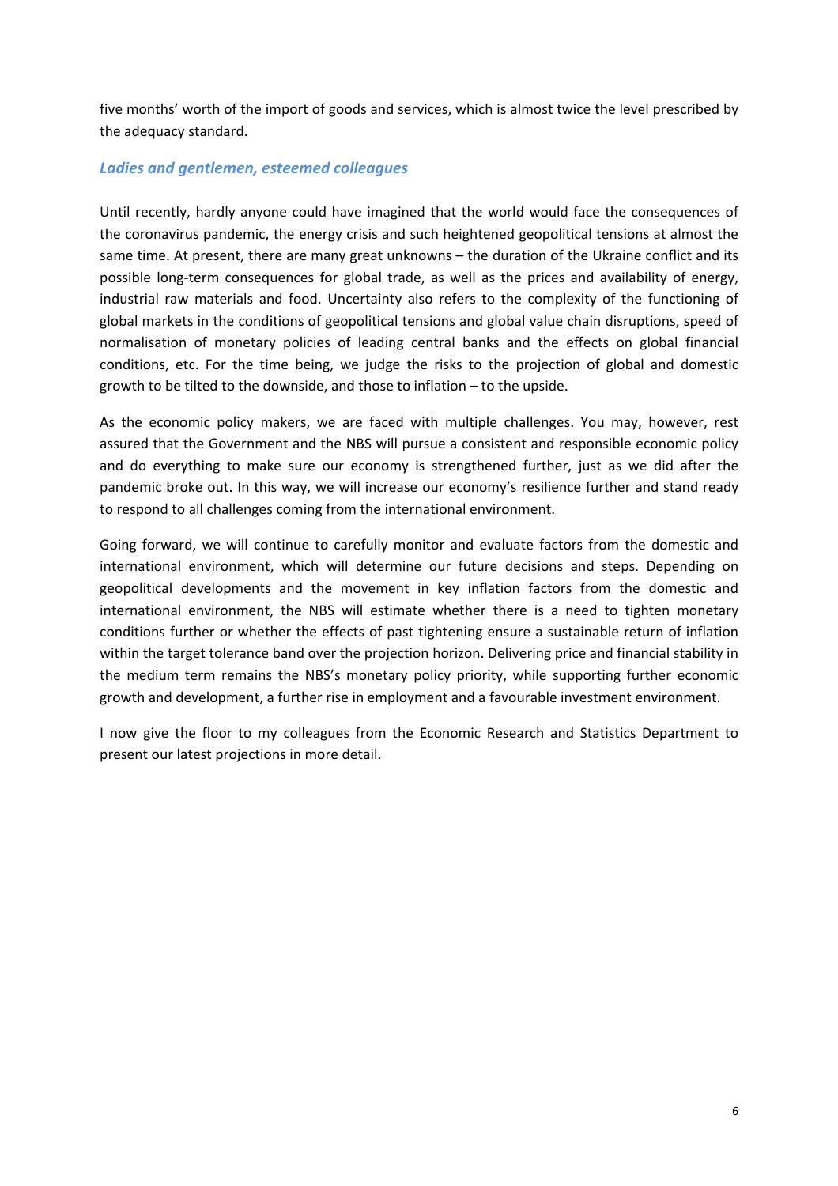five months' worth of the import of goods and services, which is almost twice the level prescribed by the adequacy standard.

### *Ladies and gentlemen, esteemed colleagues*

Until recently, hardly anyone could have imagined that the world would face the consequences of the coronavirus pandemic, the energy crisis and such heightened geopolitical tensions at almost the same time. At present, there are many great unknowns – the duration of the Ukraine conflict and its possible long-term consequences for global trade, as well as the prices and availability of energy, industrial raw materials and food. Uncertainty also refers to the complexity of the functioning of global markets in the conditions of geopolitical tensions and global value chain disruptions, speed of normalisation of monetary policies of leading central banks and the effects on global financial conditions, etc. For the time being, we judge the risks to the projection of global and domestic growth to be tilted to the downside, and those to inflation – to the upside.

As the economic policy makers, we are faced with multiple challenges. You may, however, rest assured that the Government and the NBS will pursue a consistent and responsible economic policy and do everything to make sure our economy is strengthened further, just as we did after the pandemic broke out. In this way, we will increase our economy's resilience further and stand ready to respond to all challenges coming from the international environment.

Going forward, we will continue to carefully monitor and evaluate factors from the domestic and international environment, which will determine our future decisions and steps. Depending on geopolitical developments and the movement in key inflation factors from the domestic and international environment, the NBS will estimate whether there is a need to tighten monetary conditions further or whether the effects of past tightening ensure a sustainable return of inflation within the target tolerance band over the projection horizon. Delivering price and financial stability in the medium term remains the NBS's monetary policy priority, while supporting further economic growth and development, a further rise in employment and a favourable investment environment.

I now give the floor to my colleagues from the Economic Research and Statistics Department to present our latest projections in more detail.